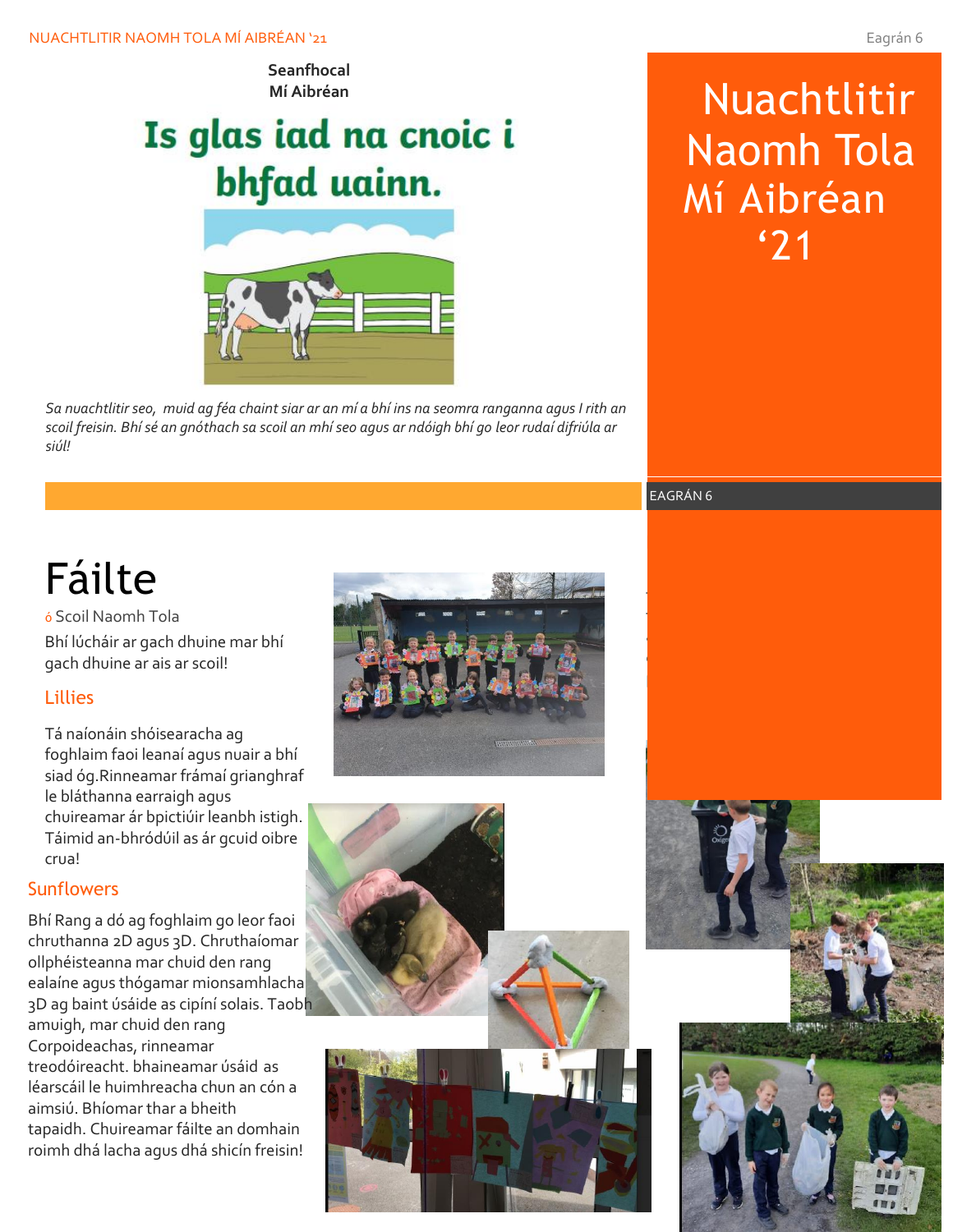# Nuachtlitir Naomh Tola Mí Aibréan '21

EAGRÁN 6

**Seanfhocal Mí Aibréan**

## Is glas iad na cnoic i bhfad uainn.

*Sa nuachtlitir seo, muid ag féa chaint siar ar an mí a bhí ins na seomra ranganna agus I rith an scoil freisin. Bhí sé an gnóthach sa scoil an mhí seo agus ar ndóigh bhí go leor rudaí difriúla ar siúl!*

# Fáilte

ó Scoil Naomh Tola

Bhí lúcháir ar gach dhuine mar bhí gach dhuine ar ais ar scoil!

## Lillies

Tá naíonáin shóisearacha ag foghlaim faoi leanaí agus nuair a bhí siad óg.Rinneamar frámaí grianghraf le bláthanna earraigh agus chuireamar ár bpictiúir leanbh istigh. Táimid an-bhródúil as ár gcuid oibre crua!

## Sunflowers

Bhí Rang a dó ag foghlaim go leor faoi chruthanna 2D agus 3D. Chruthaíomar ollphéisteanna mar chuid den rang ealaíne agus thógamar mionsamhlacha 3D ag baint úsáide as cipíní solais. Taobh amuigh, mar chuid den rang Corpoideachas, rinneamar treodóireacht. bhaineamar úsáid as léarscáil le huimhreacha chun an cón a aimsiú. Bhíomar thar a bheith tapaidh. Chuireamar fáilte an domhain roimh dhá lacha agus dhá shicín freisin!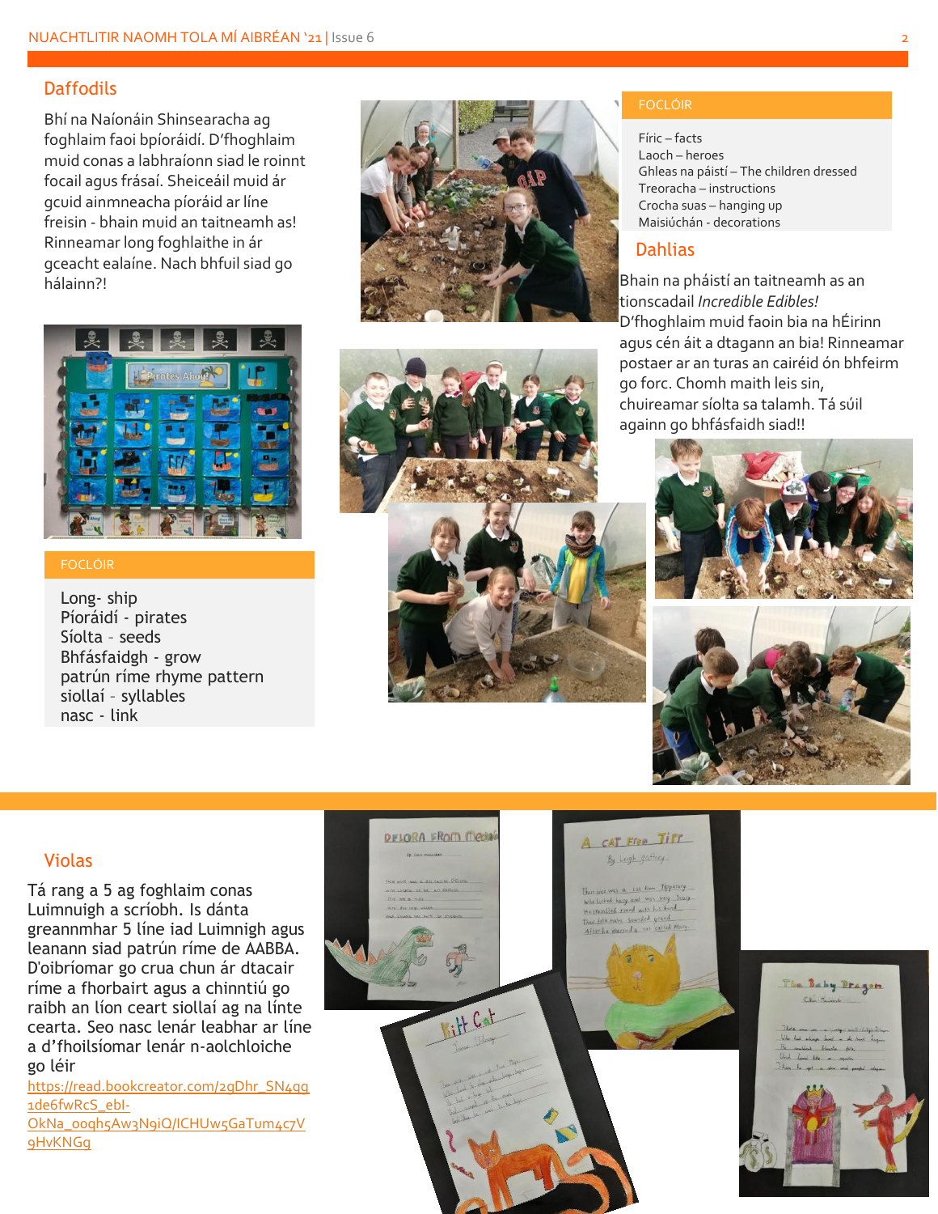## Daffodils

Bhí na Naíonáin Shinsearacha ag foghlaim faoi bpíoráidí. D'fhoghlaim muid conas a labhraíonn siad le roinnt focail agus frásaí. Sheiceáil muid ár gcuid ainmneacha píoráid ar líne freisin - bhain muid an taitneamh as! Rinneamar long foghlaithe in ár gceacht ealaíne. Nach bhfuil siad go hálainn?!

**FOCLÓIR**

Long- ship
Píoráidí - pirates
Síolta - seeds
Bhfásfaidgh - grow
patrún ríme rhyme pattern
siollaí - syllables
nasc - link

**FOCLÓIR**

Fíric – facts
Laoch – heroes
Ghleas na páistí – The children dressed
Treoracha – instructions
Crocha suas – hanging up
Maisiúchán - decorations

## Dahlias

Bhain na pháistí an taitneamh as an tionscadail *Incredible Edibles!* D'fhoghlaim muid faoin bia na hÉirinn agus cén áit a dtagann an bia! Rinneamar postaer ar an turas an cairéid ón bhfeirm go forc. Chomh maith leis sin, chuireamar síolta sa talamh. Tá súil againn go bhfásfaidh siad!!

## Violas

Tá rang a 5 ag foghlaim conas Luimnuigh a scríobh. Is dánta greannmhar 5 líne iad Luimnigh agus leanann siad patrún ríme de AABBA. D'oibríomar go crua chun ár dtacair ríme a fhorbairt agus a chinntiú go raibh an líon ceart siollaí ag na línte cearta. Seo nasc lenár leabhar ar líne a d'fhoilsíomar lenár n-aolchloiche go léir

https://read.bookcreator.com/2gDhr_SN4qq1de6fwRcS_ebl-OkNa_ooqh5Aw3N9iQ/ICHUw5GaTum4c7V9HvKNGg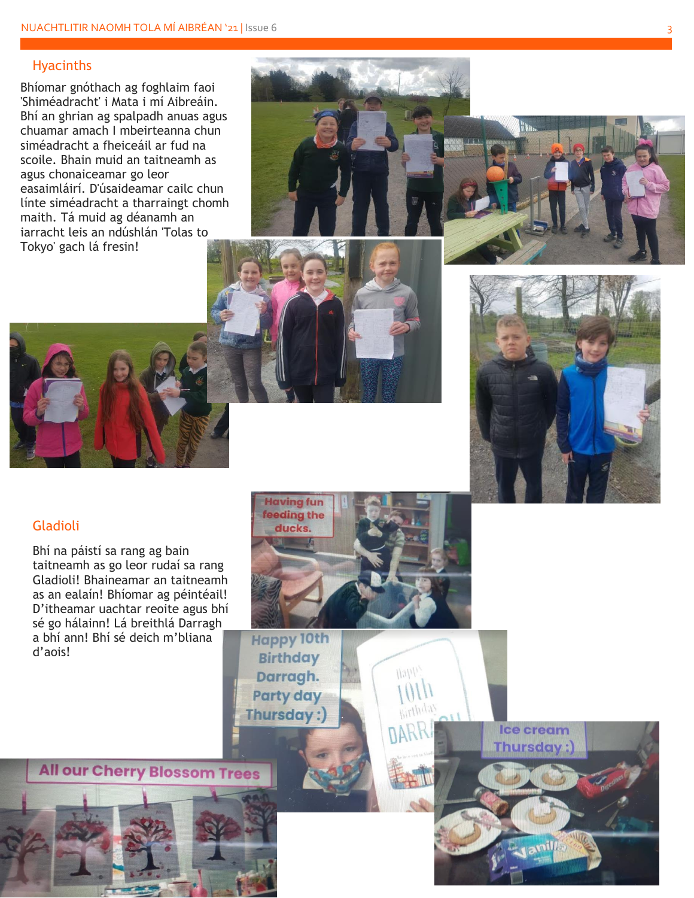## Hyacinths

Bhíomar gnóthach ag foghlaim faoi 'Shiméadracht' i Mata i mí Aibreáin. Bhí an ghrian ag spalpadh anuas agus chuamar amach I mbeirteanna chun siméadracht a fheiceáil ar fud na scoile. Bhain muid an taitneamh as agus chonaiceamar go leor easaimláirí. D'úsaideamar cailc chun línte siméadracht a tharraingt chomh maith. Tá muid ag déanamh an iarracht leis an ndúshlán 'Tolas to Tokyo' gach lá fresin!

## Gladioli

Bhí na páistí sa rang ag bain taitneamh as go leor rudaí sa rang Gladioli! Bhaineamar an taitneamh as an ealaín! Bhíomar ag péintéail! D'itheamar uachtar reoite agus bhí sé go hálainn! Lá breithlá Darragh a bhí ann! Bhí sé deich m'bliana d'aois!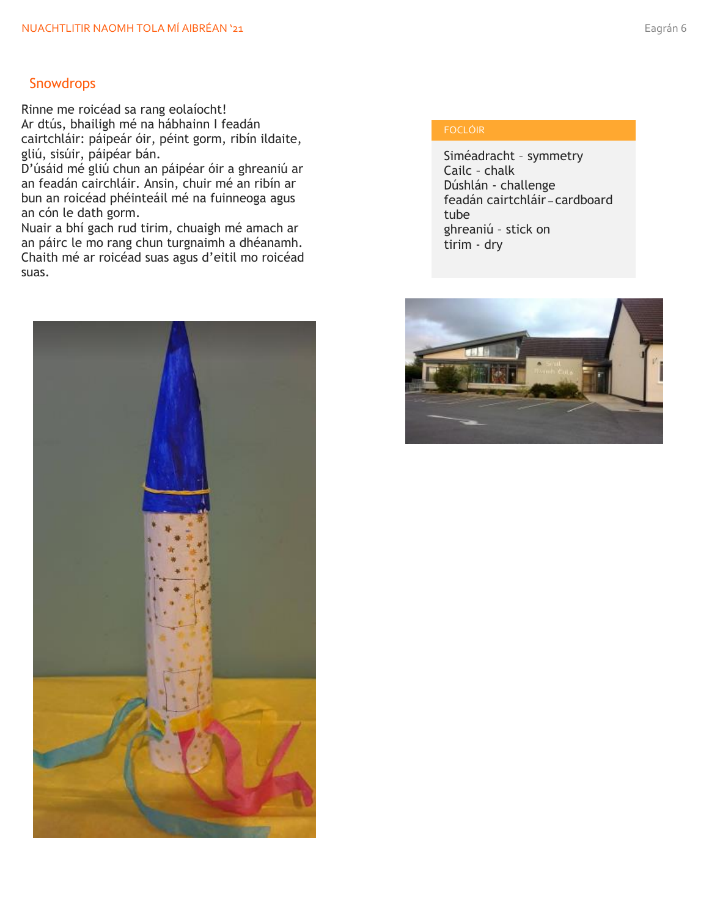## Snowdrops

Rinne me roicéad sa rang eolaíocht!
Ar dtús, bhailigh mé na hábhainn I feadán cairtchláir: páipeár óir, péint gorm, ribín ildaite, gliú, sisúir, páipéar bán.
D'úsáid mé gliú chun an páipéar óir a ghreaniú ar an feadán cairchláir. Ansin, chuir mé an ribín ar bun an roicéad phéinteáil mé na fuinneoga agus an cón le dath gorm.
Nuair a bhí gach rud tirim, chuaigh mé amach ar an páirc le mo rang chun turgnaimh a dhéanamh. Chaith mé ar roicéad suas agus d'eitil mo roicéad suas.

**FOCLÓIR**

Siméadracht - symmetry
Cailc - chalk
Dúshlán - challenge
feadán cairtchláir – cardboard tube
ghreaniú - stick on
tirim - dry